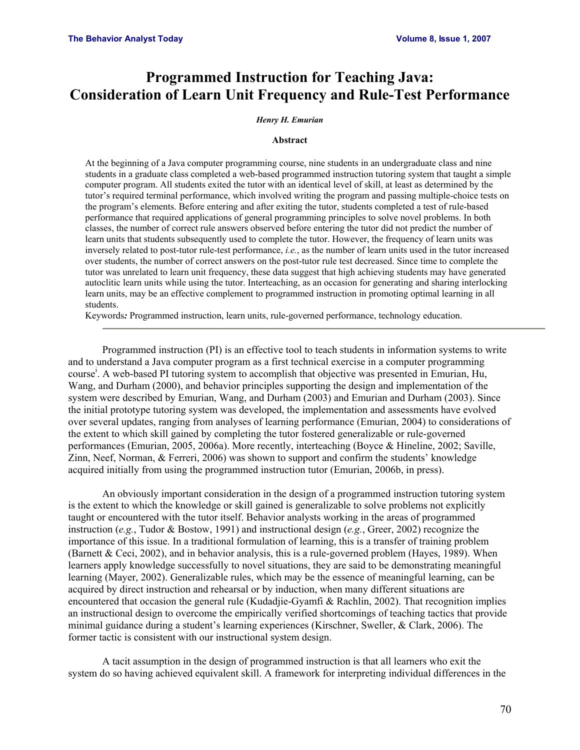# Programmed Instruction for Teaching Java: Consideration of Learn Unit Frequency and Rule-Test Performance

***Henry H. Emurian***

## Abstract

At the beginning of a Java computer programming course, nine students in an undergraduate class and nine students in a graduate class completed a web-based programmed instruction tutoring system that taught a simple computer program. All students exited the tutor with an identical level of skill, at least as determined by the tutor's required terminal performance, which involved writing the program and passing multiple-choice tests on the program's elements. Before entering and after exiting the tutor, students completed a test of rule-based performance that required applications of general programming principles to solve novel problems. In both classes, the number of correct rule answers observed before entering the tutor did not predict the number of learn units that students subsequently used to complete the tutor. However, the frequency of learn units was inversely related to post-tutor rule-test performance, *i.e.*, as the number of learn units used in the tutor increased over students, the number of correct answers on the post-tutor rule test decreased. Since time to complete the tutor was unrelated to learn unit frequency, these data suggest that high achieving students may have generated autoclitic learn units while using the tutor. Interteaching, as an occasion for generating and sharing interlocking learn units, may be an effective complement to programmed instruction in promoting optimal learning in all students.

Keywords***:*** Programmed instruction, learn units, rule-governed performance, technology education.

---

Programmed instruction (PI) is an effective tool to teach students in information systems to write and to understand a Java computer program as a first technical exercise in a computer programming course[i]. A web-based PI tutoring system to accomplish that objective was presented in Emurian, Hu, Wang, and Durham (2000), and behavior principles supporting the design and implementation of the system were described by Emurian, Wang, and Durham (2003) and Emurian and Durham (2003). Since the initial prototype tutoring system was developed, the implementation and assessments have evolved over several updates, ranging from analyses of learning performance (Emurian, 2004) to considerations of the extent to which skill gained by completing the tutor fostered generalizable or rule-governed performances (Emurian, 2005, 2006a). More recently, interteaching (Boyce & Hineline, 2002; Saville, Zinn, Neef, Norman, & Ferreri, 2006) was shown to support and confirm the students' knowledge acquired initially from using the programmed instruction tutor (Emurian, 2006b, in press).

An obviously important consideration in the design of a programmed instruction tutoring system is the extent to which the knowledge or skill gained is generalizable to solve problems not explicitly taught or encountered with the tutor itself. Behavior analysts working in the areas of programmed instruction (*e.g.*, Tudor & Bostow, 1991) and instructional design (*e.g.*, Greer, 2002) recognize the importance of this issue. In a traditional formulation of learning, this is a transfer of training problem (Barnett & Ceci, 2002), and in behavior analysis, this is a rule-governed problem (Hayes, 1989). When learners apply knowledge successfully to novel situations, they are said to be demonstrating meaningful learning (Mayer, 2002). Generalizable rules, which may be the essence of meaningful learning, can be acquired by direct instruction and rehearsal or by induction, when many different situations are encountered that occasion the general rule (Kudadjie-Gyamfi & Rachlin, 2002). That recognition implies an instructional design to overcome the empirically verified shortcomings of teaching tactics that provide minimal guidance during a student's learning experiences (Kirschner, Sweller, & Clark, 2006). The former tactic is consistent with our instructional system design.

A tacit assumption in the design of programmed instruction is that all learners who exit the system do so having achieved equivalent skill. A framework for interpreting individual differences in the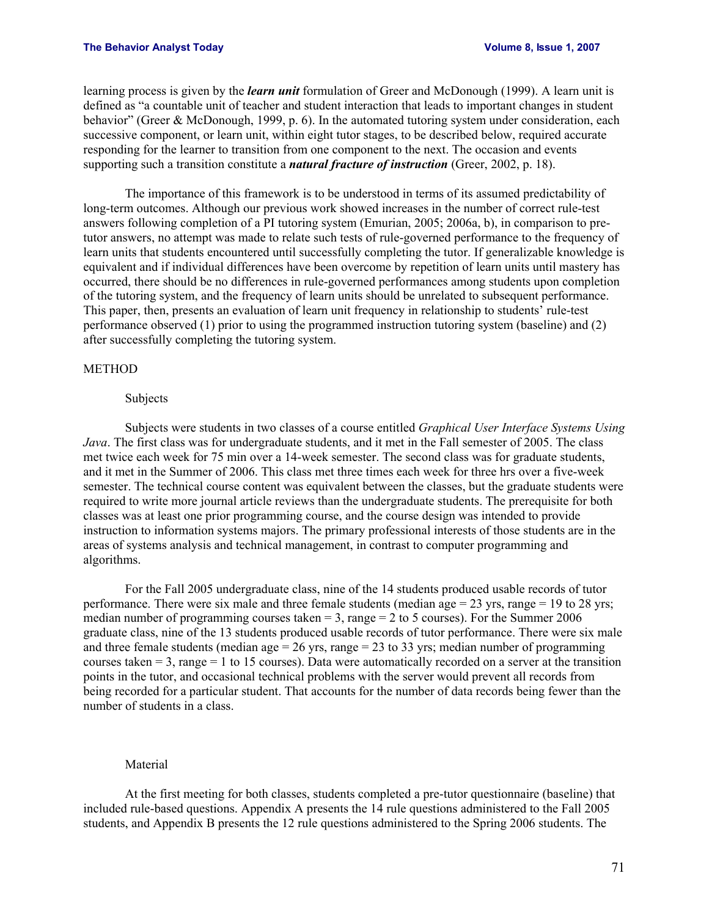learning process is given by the ***learn unit*** formulation of Greer and McDonough (1999). A learn unit is defined as "a countable unit of teacher and student interaction that leads to important changes in student behavior" (Greer & McDonough, 1999, p. 6). In the automated tutoring system under consideration, each successive component, or learn unit, within eight tutor stages, to be described below, required accurate responding for the learner to transition from one component to the next. The occasion and events supporting such a transition constitute a ***natural fracture of instruction*** (Greer, 2002, p. 18).

The importance of this framework is to be understood in terms of its assumed predictability of long-term outcomes. Although our previous work showed increases in the number of correct rule-test answers following completion of a PI tutoring system (Emurian, 2005; 2006a, b), in comparison to pre-tutor answers, no attempt was made to relate such tests of rule-governed performance to the frequency of learn units that students encountered until successfully completing the tutor. If generalizable knowledge is equivalent and if individual differences have been overcome by repetition of learn units until mastery has occurred, there should be no differences in rule-governed performances among students upon completion of the tutoring system, and the frequency of learn units should be unrelated to subsequent performance. This paper, then, presents an evaluation of learn unit frequency in relationship to students' rule-test performance observed (1) prior to using the programmed instruction tutoring system (baseline) and (2) after successfully completing the tutoring system.

## METHOD

### Subjects

Subjects were students in two classes of a course entitled *Graphical User Interface Systems Using Java*. The first class was for undergraduate students, and it met in the Fall semester of 2005. The class met twice each week for 75 min over a 14-week semester. The second class was for graduate students, and it met in the Summer of 2006. This class met three times each week for three hrs over a five-week semester. The technical course content was equivalent between the classes, but the graduate students were required to write more journal article reviews than the undergraduate students. The prerequisite for both classes was at least one prior programming course, and the course design was intended to provide instruction to information systems majors. The primary professional interests of those students are in the areas of systems analysis and technical management, in contrast to computer programming and algorithms.

For the Fall 2005 undergraduate class, nine of the 14 students produced usable records of tutor performance. There were six male and three female students (median age = 23 yrs, range = 19 to 28 yrs; median number of programming courses taken = 3, range = 2 to 5 courses). For the Summer 2006 graduate class, nine of the 13 students produced usable records of tutor performance. There were six male and three female students (median age = 26 yrs, range = 23 to 33 yrs; median number of programming courses taken = 3, range = 1 to 15 courses). Data were automatically recorded on a server at the transition points in the tutor, and occasional technical problems with the server would prevent all records from being recorded for a particular student. That accounts for the number of data records being fewer than the number of students in a class.

### Material

At the first meeting for both classes, students completed a pre-tutor questionnaire (baseline) that included rule-based questions. Appendix A presents the 14 rule questions administered to the Fall 2005 students, and Appendix B presents the 12 rule questions administered to the Spring 2006 students. The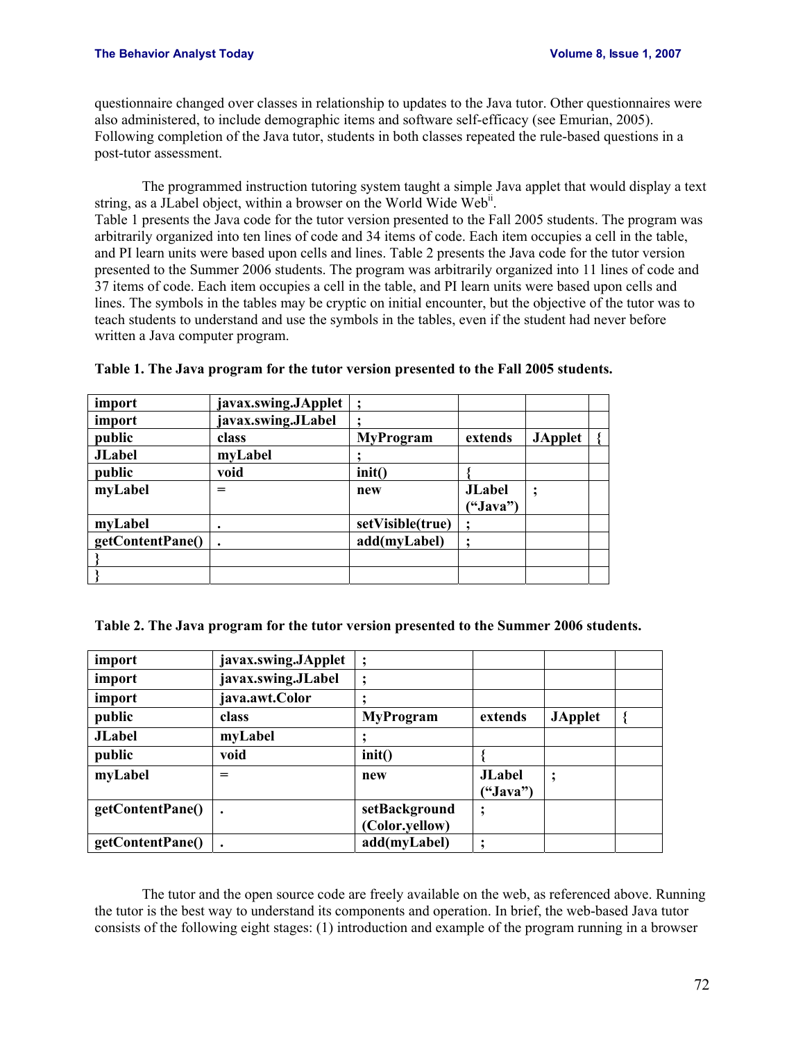questionnaire changed over classes in relationship to updates to the Java tutor. Other questionnaires were also administered, to include demographic items and software self-efficacy (see Emurian, 2005). Following completion of the Java tutor, students in both classes repeated the rule-based questions in a post-tutor assessment.

The programmed instruction tutoring system taught a simple Java applet that would display a text string, as a JLabel object, within a browser on the World Wide Web[ii]. Table 1 presents the Java code for the tutor version presented to the Fall 2005 students. The program was arbitrarily organized into ten lines of code and 34 items of code. Each item occupies a cell in the table, and PI learn units were based upon cells and lines. Table 2 presents the Java code for the tutor version presented to the Summer 2006 students. The program was arbitrarily organized into 11 lines of code and 37 items of code. Each item occupies a cell in the table, and PI learn units were based upon cells and lines. The symbols in the tables may be cryptic on initial encounter, but the objective of the tutor was to teach students to understand and use the symbols in the tables, even if the student had never before written a Java computer program.

**Table 1. The Java program for the tutor version presented to the Fall 2005 students.**

| | | | | | |
|---|---|---|---|---|---|
| **import** | **javax.swing.JApplet** | **;** | | | |
| **import** | **javax.swing.JLabel** | **;** | | | |
| **public** | **class** | **MyProgram** | **extends** | **JApplet** | **{** |
| **JLabel** | **myLabel** | **;** | | | |
| **public** | **void** | **init()** | **{** | | |
| **myLabel** | **=** | **new** | **JLabel (“Java”)** | **;** | |
| **myLabel** | **.** | **setVisible(true)** | **;** | | |
| **getContentPane()** | **.** | **add(myLabel)** | **;** | | |
| **}** | | | | | |
| **}** | | | | | |

**Table 2. The Java program for the tutor version presented to the Summer 2006 students.**

| | | | | | |
|---|---|---|---|---|---|
| **import** | **javax.swing.JApplet** | **;** | | | |
| **import** | **javax.swing.JLabel** | **;** | | | |
| **import** | **java.awt.Color** | **;** | | | |
| **public** | **class** | **MyProgram** | **extends** | **JApplet** | **{** |
| **JLabel** | **myLabel** | **;** | | | |
| **public** | **void** | **init()** | **{** | | |
| **myLabel** | **=** | **new** | **JLabel (“Java”)** | **;** | |
| **getContentPane()** | **.** | **setBackground (Color.yellow)** | **;** | | |
| **getContentPane()** | **.** | **add(myLabel)** | **;** | | |

The tutor and the open source code are freely available on the web, as referenced above. Running the tutor is the best way to understand its components and operation. In brief, the web-based Java tutor consists of the following eight stages: (1) introduction and example of the program running in a browser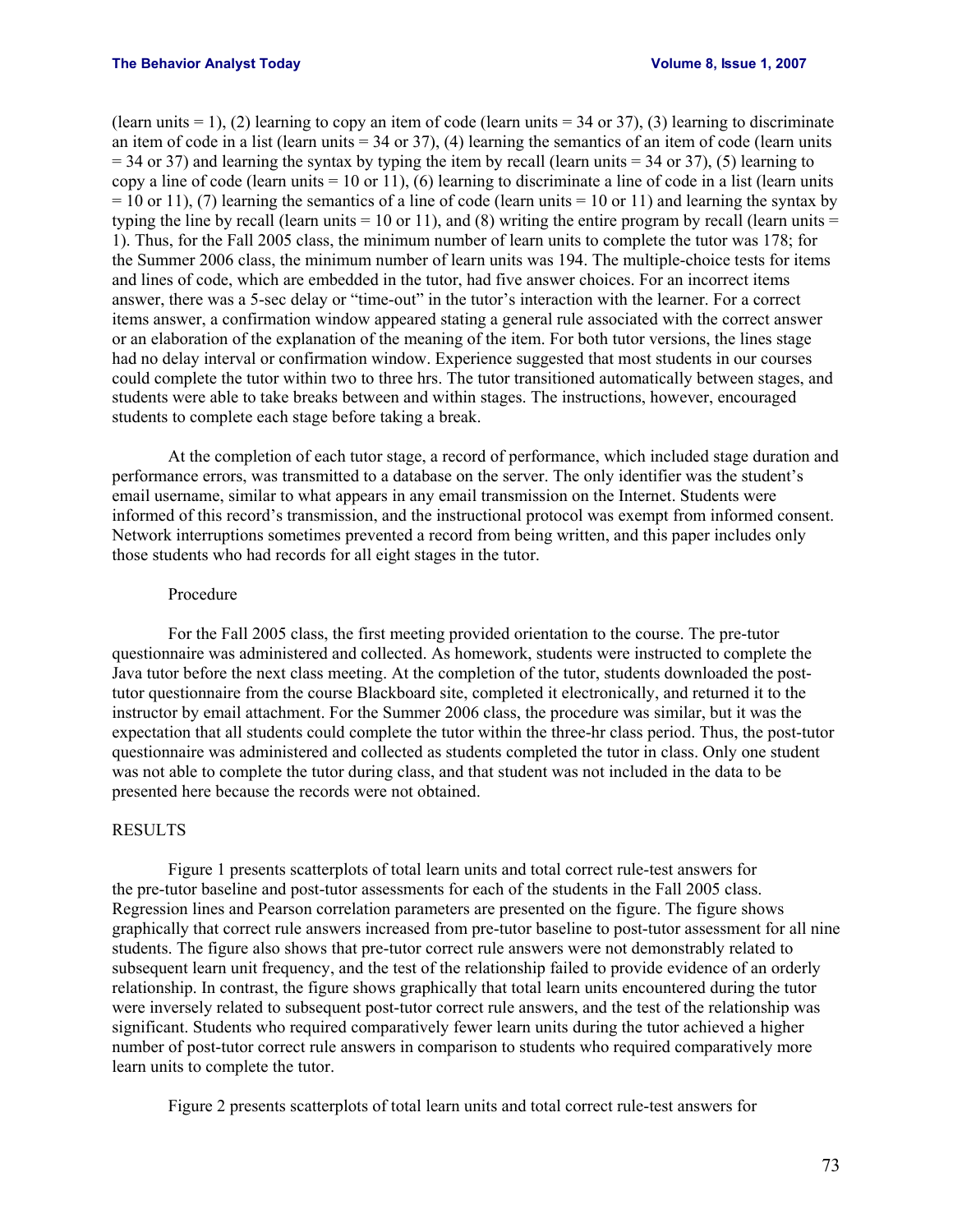(learn units = 1), (2) learning to copy an item of code (learn units = 34 or 37), (3) learning to discriminate an item of code in a list (learn units = 34 or 37), (4) learning the semantics of an item of code (learn units = 34 or 37) and learning the syntax by typing the item by recall (learn units = 34 or 37), (5) learning to copy a line of code (learn units = 10 or 11), (6) learning to discriminate a line of code in a list (learn units = 10 or 11), (7) learning the semantics of a line of code (learn units = 10 or 11) and learning the syntax by typing the line by recall (learn units = 10 or 11), and (8) writing the entire program by recall (learn units = 1). Thus, for the Fall 2005 class, the minimum number of learn units to complete the tutor was 178; for the Summer 2006 class, the minimum number of learn units was 194. The multiple-choice tests for items and lines of code, which are embedded in the tutor, had five answer choices. For an incorrect items answer, there was a 5-sec delay or "time-out" in the tutor's interaction with the learner. For a correct items answer, a confirmation window appeared stating a general rule associated with the correct answer or an elaboration of the explanation of the meaning of the item. For both tutor versions, the lines stage had no delay interval or confirmation window. Experience suggested that most students in our courses could complete the tutor within two to three hrs. The tutor transitioned automatically between stages, and students were able to take breaks between and within stages. The instructions, however, encouraged students to complete each stage before taking a break.

At the completion of each tutor stage, a record of performance, which included stage duration and performance errors, was transmitted to a database on the server. The only identifier was the student's email username, similar to what appears in any email transmission on the Internet. Students were informed of this record's transmission, and the instructional protocol was exempt from informed consent. Network interruptions sometimes prevented a record from being written, and this paper includes only those students who had records for all eight stages in the tutor.

### Procedure

For the Fall 2005 class, the first meeting provided orientation to the course. The pre-tutor questionnaire was administered and collected. As homework, students were instructed to complete the Java tutor before the next class meeting. At the completion of the tutor, students downloaded the post-tutor questionnaire from the course Blackboard site, completed it electronically, and returned it to the instructor by email attachment. For the Summer 2006 class, the procedure was similar, but it was the expectation that all students could complete the tutor within the three-hr class period. Thus, the post-tutor questionnaire was administered and collected as students completed the tutor in class. Only one student was not able to complete the tutor during class, and that student was not included in the data to be presented here because the records were not obtained.

## RESULTS

Figure 1 presents scatterplots of total learn units and total correct rule-test answers for the pre-tutor baseline and post-tutor assessments for each of the students in the Fall 2005 class. Regression lines and Pearson correlation parameters are presented on the figure. The figure shows graphically that correct rule answers increased from pre-tutor baseline to post-tutor assessment for all nine students. The figure also shows that pre-tutor correct rule answers were not demonstrably related to subsequent learn unit frequency, and the test of the relationship failed to provide evidence of an orderly relationship. In contrast, the figure shows graphically that total learn units encountered during the tutor were inversely related to subsequent post-tutor correct rule answers, and the test of the relationship was significant. Students who required comparatively fewer learn units during the tutor achieved a higher number of post-tutor correct rule answers in comparison to students who required comparatively more learn units to complete the tutor.

Figure 2 presents scatterplots of total learn units and total correct rule-test answers for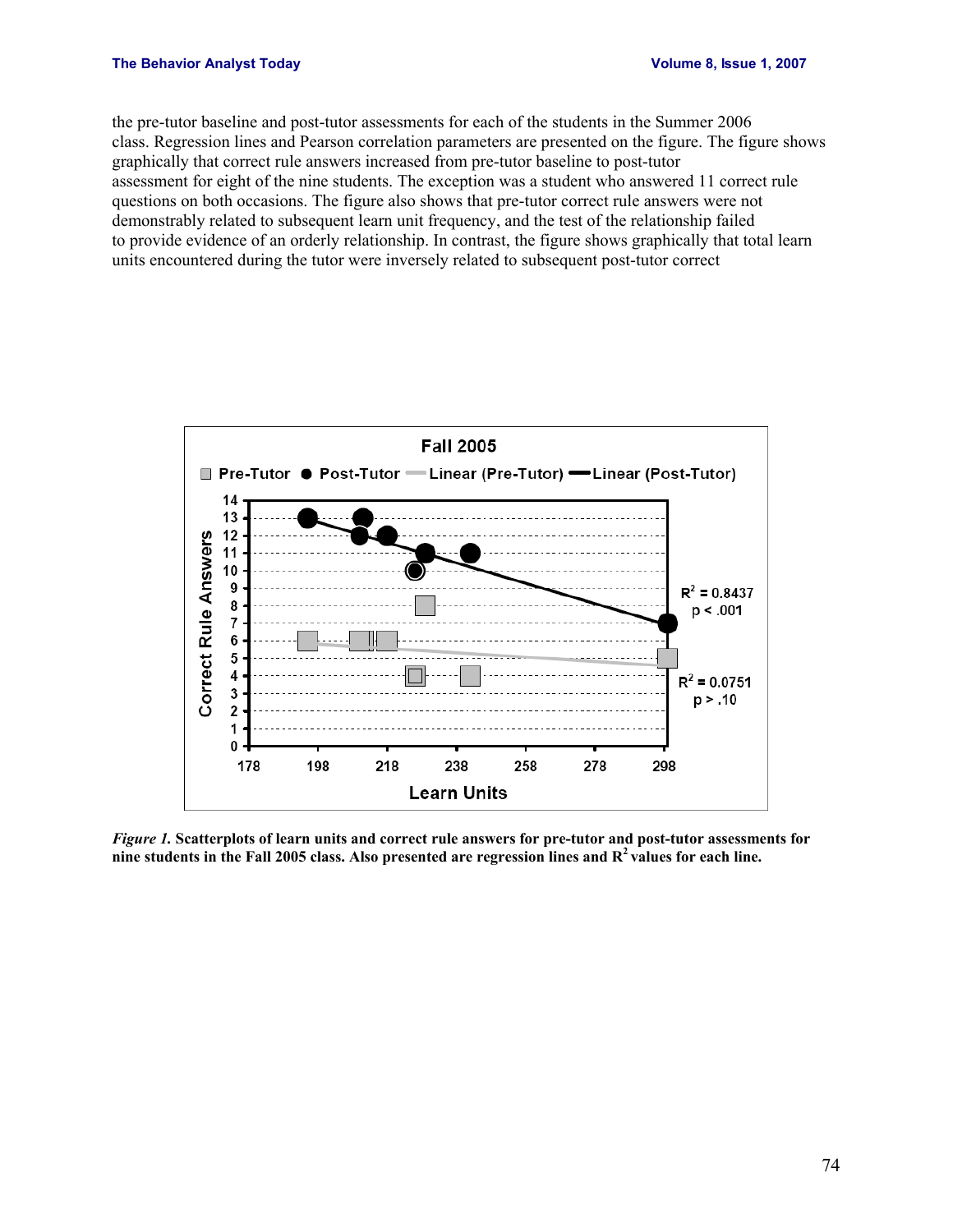the pre-tutor baseline and post-tutor assessments for each of the students in the Summer 2006 class. Regression lines and Pearson correlation parameters are presented on the figure. The figure shows graphically that correct rule answers increased from pre-tutor baseline to post-tutor assessment for eight of the nine students. The exception was a student who answered 11 correct rule questions on both occasions. The figure also shows that pre-tutor correct rule answers were not demonstrably related to subsequent learn unit frequency, and the test of the relationship failed to provide evidence of an orderly relationship. In contrast, the figure shows graphically that total learn units encountered during the tutor were inversely related to subsequent post-tutor correct

***Figure 1.*** **Scatterplots of learn units and correct rule answers for pre-tutor and post-tutor assessments for nine students in the Fall 2005 class. Also presented are regression lines and $R^2$ values for each line.**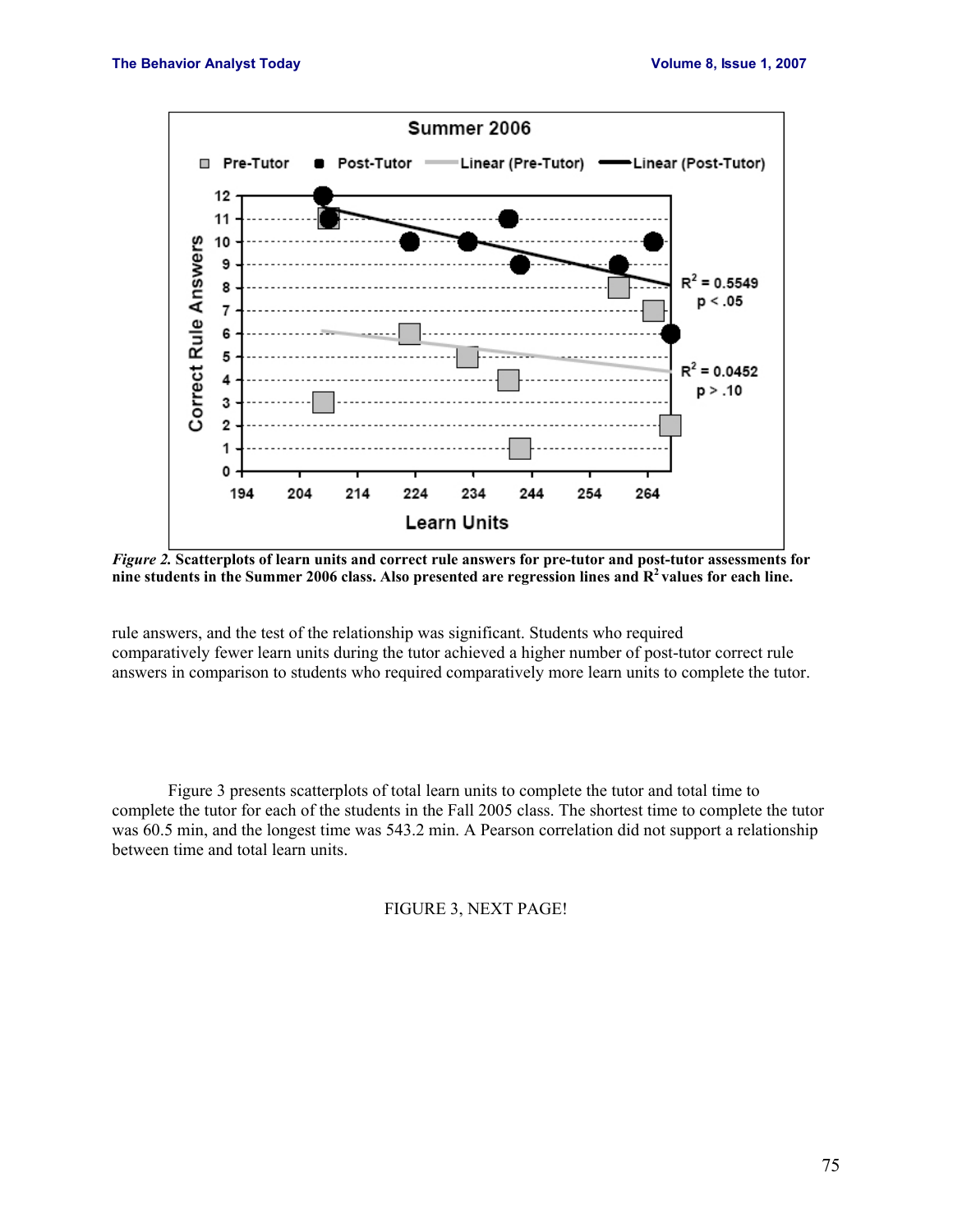*Figure 2.* **Scatterplots of learn units and correct rule answers for pre-tutor and post-tutor assessments for nine students in the Summer 2006 class. Also presented are regression lines and $R^2$ values for each line.**

rule answers, and the test of the relationship was significant. Students who required comparatively fewer learn units during the tutor achieved a higher number of post-tutor correct rule answers in comparison to students who required comparatively more learn units to complete the tutor.

Figure 3 presents scatterplots of total learn units to complete the tutor and total time to complete the tutor for each of the students in the Fall 2005 class. The shortest time to complete the tutor was 60.5 min, and the longest time was 543.2 min. A Pearson correlation did not support a relationship between time and total learn units.

FIGURE 3, NEXT PAGE!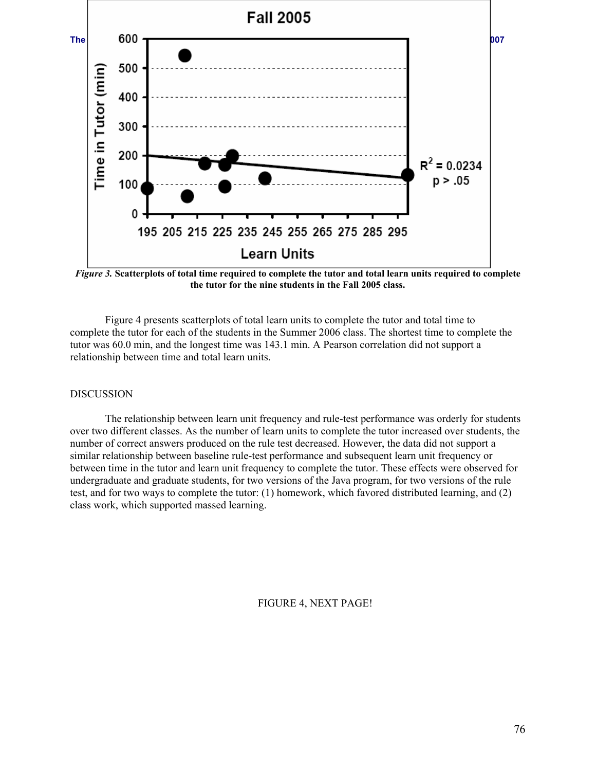*Figure 3.* **Scatterplots of total time required to complete the tutor and total learn units required to complete the tutor for the nine students in the Fall 2005 class.**

Figure 4 presents scatterplots of total learn units to complete the tutor and total time to complete the tutor for each of the students in the Summer 2006 class. The shortest time to complete the tutor was 60.0 min, and the longest time was 143.1 min. A Pearson correlation did not support a relationship between time and total learn units.

## DISCUSSION

The relationship between learn unit frequency and rule-test performance was orderly for students over two different classes. As the number of learn units to complete the tutor increased over students, the number of correct answers produced on the rule test decreased. However, the data did not support a similar relationship between baseline rule-test performance and subsequent learn unit frequency or between time in the tutor and learn unit frequency to complete the tutor. These effects were observed for undergraduate and graduate students, for two versions of the Java program, for two versions of the rule test, and for two ways to complete the tutor: (1) homework, which favored distributed learning, and (2) class work, which supported massed learning.

FIGURE 4, NEXT PAGE!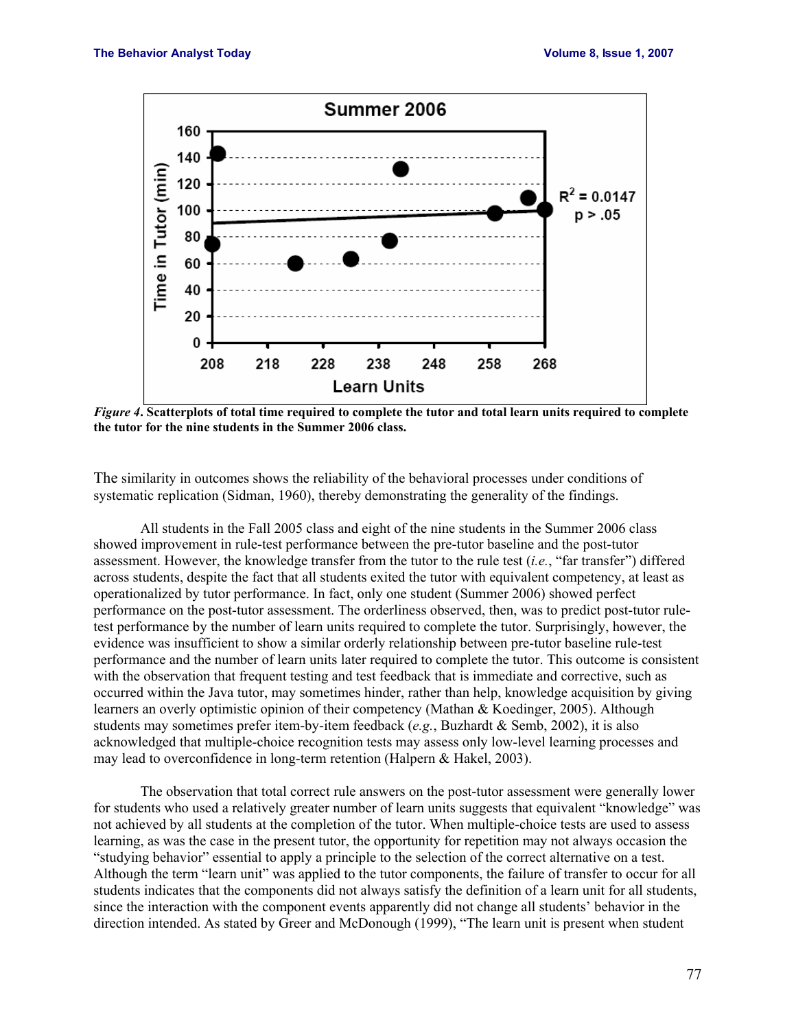*Figure 4*. **Scatterplots of total time required to complete the tutor and total learn units required to complete the tutor for the nine students in the Summer 2006 class.**

The similarity in outcomes shows the reliability of the behavioral processes under conditions of systematic replication (Sidman, 1960), thereby demonstrating the generality of the findings.

All students in the Fall 2005 class and eight of the nine students in the Summer 2006 class showed improvement in rule-test performance between the pre-tutor baseline and the post-tutor assessment. However, the knowledge transfer from the tutor to the rule test (*i.e.*, "far transfer") differed across students, despite the fact that all students exited the tutor with equivalent competency, at least as operationalized by tutor performance. In fact, only one student (Summer 2006) showed perfect performance on the post-tutor assessment. The orderliness observed, then, was to predict post-tutor rule-test performance by the number of learn units required to complete the tutor. Surprisingly, however, the evidence was insufficient to show a similar orderly relationship between pre-tutor baseline rule-test performance and the number of learn units later required to complete the tutor. This outcome is consistent with the observation that frequent testing and test feedback that is immediate and corrective, such as occurred within the Java tutor, may sometimes hinder, rather than help, knowledge acquisition by giving learners an overly optimistic opinion of their competency (Mathan & Koedinger, 2005). Although students may sometimes prefer item-by-item feedback (*e.g.*, Buzhardt & Semb, 2002), it is also acknowledged that multiple-choice recognition tests may assess only low-level learning processes and may lead to overconfidence in long-term retention (Halpern & Hakel, 2003).

The observation that total correct rule answers on the post-tutor assessment were generally lower for students who used a relatively greater number of learn units suggests that equivalent "knowledge" was not achieved by all students at the completion of the tutor. When multiple-choice tests are used to assess learning, as was the case in the present tutor, the opportunity for repetition may not always occasion the "studying behavior" essential to apply a principle to the selection of the correct alternative on a test. Although the term "learn unit" was applied to the tutor components, the failure of transfer to occur for all students indicates that the components did not always satisfy the definition of a learn unit for all students, since the interaction with the component events apparently did not change all students' behavior in the direction intended. As stated by Greer and McDonough (1999), "The learn unit is present when student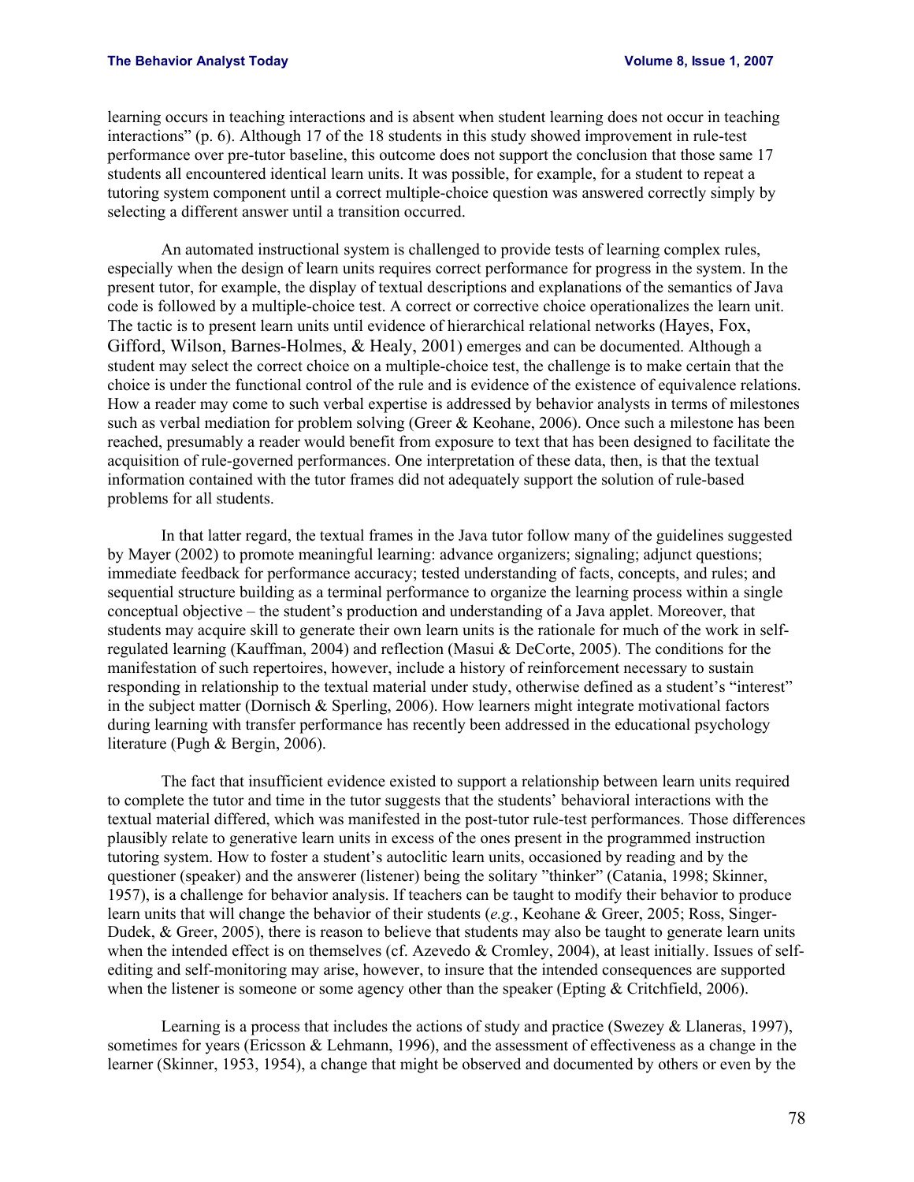learning occurs in teaching interactions and is absent when student learning does not occur in teaching interactions" (p. 6). Although 17 of the 18 students in this study showed improvement in rule-test performance over pre-tutor baseline, this outcome does not support the conclusion that those same 17 students all encountered identical learn units. It was possible, for example, for a student to repeat a tutoring system component until a correct multiple-choice question was answered correctly simply by selecting a different answer until a transition occurred.

An automated instructional system is challenged to provide tests of learning complex rules, especially when the design of learn units requires correct performance for progress in the system. In the present tutor, for example, the display of textual descriptions and explanations of the semantics of Java code is followed by a multiple-choice test. A correct or corrective choice operationalizes the learn unit. The tactic is to present learn units until evidence of hierarchical relational networks (Hayes, Fox, Gifford, Wilson, Barnes-Holmes, & Healy, 2001) emerges and can be documented. Although a student may select the correct choice on a multiple-choice test, the challenge is to make certain that the choice is under the functional control of the rule and is evidence of the existence of equivalence relations. How a reader may come to such verbal expertise is addressed by behavior analysts in terms of milestones such as verbal mediation for problem solving (Greer & Keohane, 2006). Once such a milestone has been reached, presumably a reader would benefit from exposure to text that has been designed to facilitate the acquisition of rule-governed performances. One interpretation of these data, then, is that the textual information contained with the tutor frames did not adequately support the solution of rule-based problems for all students.

In that latter regard, the textual frames in the Java tutor follow many of the guidelines suggested by Mayer (2002) to promote meaningful learning: advance organizers; signaling; adjunct questions; immediate feedback for performance accuracy; tested understanding of facts, concepts, and rules; and sequential structure building as a terminal performance to organize the learning process within a single conceptual objective – the student's production and understanding of a Java applet. Moreover, that students may acquire skill to generate their own learn units is the rationale for much of the work in self-regulated learning (Kauffman, 2004) and reflection (Masui & DeCorte, 2005). The conditions for the manifestation of such repertoires, however, include a history of reinforcement necessary to sustain responding in relationship to the textual material under study, otherwise defined as a student's "interest" in the subject matter (Dornisch & Sperling, 2006). How learners might integrate motivational factors during learning with transfer performance has recently been addressed in the educational psychology literature (Pugh & Bergin, 2006).

The fact that insufficient evidence existed to support a relationship between learn units required to complete the tutor and time in the tutor suggests that the students' behavioral interactions with the textual material differed, which was manifested in the post-tutor rule-test performances. Those differences plausibly relate to generative learn units in excess of the ones present in the programmed instruction tutoring system. How to foster a student's autoclitic learn units, occasioned by reading and by the questioner (speaker) and the answerer (listener) being the solitary "thinker" (Catania, 1998; Skinner, 1957), is a challenge for behavior analysis. If teachers can be taught to modify their behavior to produce learn units that will change the behavior of their students (*e.g.*, Keohane & Greer, 2005; Ross, Singer-Dudek, & Greer, 2005), there is reason to believe that students may also be taught to generate learn units when the intended effect is on themselves (cf. Azevedo & Cromley, 2004), at least initially. Issues of self-editing and self-monitoring may arise, however, to insure that the intended consequences are supported when the listener is someone or some agency other than the speaker (Epting & Critchfield, 2006).

Learning is a process that includes the actions of study and practice (Swezey & Llaneras, 1997), sometimes for years (Ericsson & Lehmann, 1996), and the assessment of effectiveness as a change in the learner (Skinner, 1953, 1954), a change that might be observed and documented by others or even by the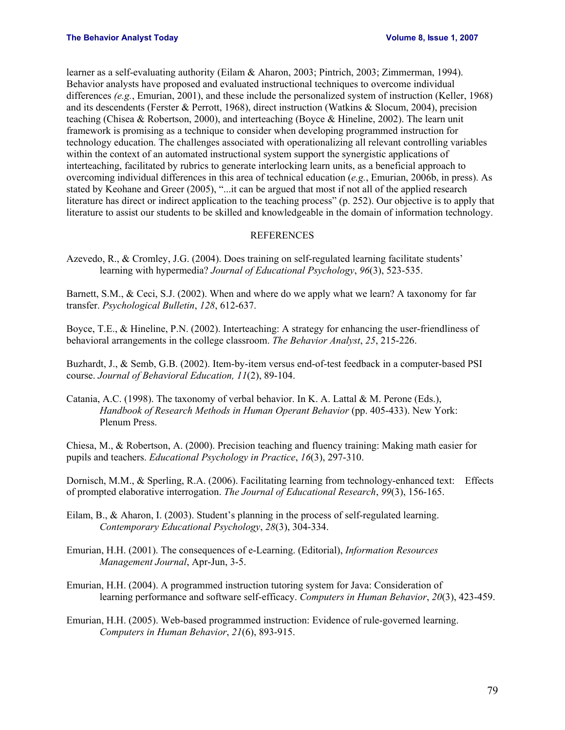learner as a self-evaluating authority (Eilam & Aharon, 2003; Pintrich, 2003; Zimmerman, 1994). Behavior analysts have proposed and evaluated instructional techniques to overcome individual differences *(e.g.*, Emurian, 2001), and these include the personalized system of instruction (Keller, 1968) and its descendents (Ferster & Perrott, 1968), direct instruction (Watkins & Slocum, 2004), precision teaching (Chisea & Robertson, 2000), and interteaching (Boyce & Hineline, 2002). The learn unit framework is promising as a technique to consider when developing programmed instruction for technology education. The challenges associated with operationalizing all relevant controlling variables within the context of an automated instructional system support the synergistic applications of interteaching, facilitated by rubrics to generate interlocking learn units, as a beneficial approach to overcoming individual differences in this area of technical education (*e.g.*, Emurian, 2006b, in press). As stated by Keohane and Greer (2005), "...it can be argued that most if not all of the applied research literature has direct or indirect application to the teaching process" (p. 252). Our objective is to apply that literature to assist our students to be skilled and knowledgeable in the domain of information technology.

## REFERENCES

Azevedo, R., & Cromley, J.G. (2004). Does training on self-regulated learning facilitate students' learning with hypermedia? *Journal of Educational Psychology*, *96*(3), 523-535.

Barnett, S.M., & Ceci, S.J. (2002). When and where do we apply what we learn? A taxonomy for far transfer. *Psychological Bulletin*, *128*, 612-637.

Boyce, T.E., & Hineline, P.N. (2002). Interteaching: A strategy for enhancing the user-friendliness of behavioral arrangements in the college classroom. *The Behavior Analyst*, *25*, 215-226.

Buzhardt, J., & Semb, G.B. (2002). Item-by-item versus end-of-test feedback in a computer-based PSI course. *Journal of Behavioral Education, 11*(2), 89-104.

Catania, A.C. (1998). The taxonomy of verbal behavior. In K. A. Lattal & M. Perone (Eds.), *Handbook of Research Methods in Human Operant Behavior* (pp. 405-433). New York: Plenum Press.

Chiesa, M., & Robertson, A. (2000). Precision teaching and fluency training: Making math easier for pupils and teachers. *Educational Psychology in Practice*, *16*(3), 297-310.

Dornisch, M.M., & Sperling, R.A. (2006). Facilitating learning from technology-enhanced text: Effects of prompted elaborative interrogation. *The Journal of Educational Research*, *99*(3), 156-165.

Eilam, B., & Aharon, I. (2003). Student's planning in the process of self-regulated learning. *Contemporary Educational Psychology*, *28*(3), 304-334.

Emurian, H.H. (2001). The consequences of e-Learning. (Editorial), *Information Resources Management Journal*, Apr-Jun, 3-5.

Emurian, H.H. (2004). A programmed instruction tutoring system for Java: Consideration of learning performance and software self-efficacy. *Computers in Human Behavior*, *20*(3), 423-459.

Emurian, H.H. (2005). Web-based programmed instruction: Evidence of rule-governed learning. *Computers in Human Behavior*, *21*(6), 893-915.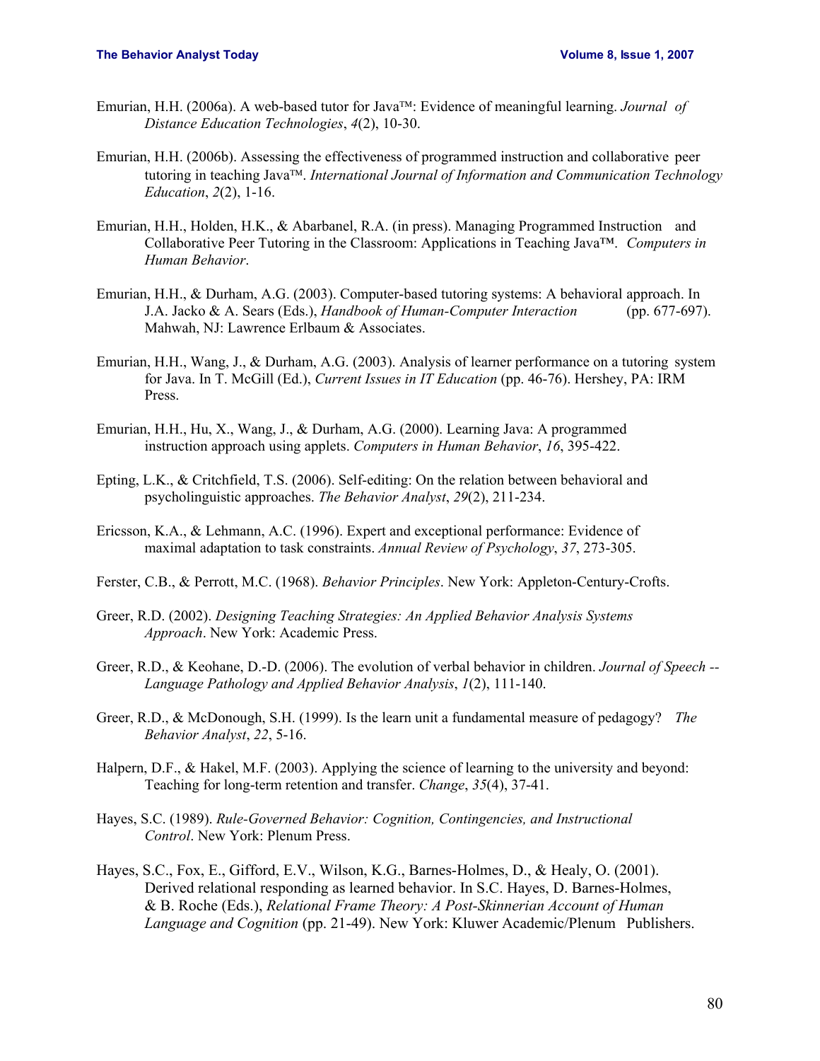Emurian, H.H. (2006a). A web-based tutor for Java™: Evidence of meaningful learning. *Journal of Distance Education Technologies*, *4*(2), 10-30.

Emurian, H.H. (2006b). Assessing the effectiveness of programmed instruction and collaborative peer tutoring in teaching Java™. *International Journal of Information and Communication Technology Education*, *2*(2), 1-16.

Emurian, H.H., Holden, H.K., & Abarbanel, R.A. (in press). Managing Programmed Instruction and Collaborative Peer Tutoring in the Classroom: Applications in Teaching Java™. *Computers in Human Behavior*.

Emurian, H.H., & Durham, A.G. (2003). Computer-based tutoring systems: A behavioral approach. In J.A. Jacko & A. Sears (Eds.), *Handbook of Human-Computer Interaction* (pp. 677-697). Mahwah, NJ: Lawrence Erlbaum & Associates.

Emurian, H.H., Wang, J., & Durham, A.G. (2003). Analysis of learner performance on a tutoring system for Java. In T. McGill (Ed.), *Current Issues in IT Education* (pp. 46-76). Hershey, PA: IRM Press.

Emurian, H.H., Hu, X., Wang, J., & Durham, A.G. (2000). Learning Java: A programmed instruction approach using applets. *Computers in Human Behavior*, *16*, 395-422.

Epting, L.K., & Critchfield, T.S. (2006). Self-editing: On the relation between behavioral and psycholinguistic approaches. *The Behavior Analyst*, *29*(2), 211-234.

Ericsson, K.A., & Lehmann, A.C. (1996). Expert and exceptional performance: Evidence of maximal adaptation to task constraints. *Annual Review of Psychology*, *37*, 273-305.

Ferster, C.B., & Perrott, M.C. (1968). *Behavior Principles*. New York: Appleton-Century-Crofts.

Greer, R.D. (2002). *Designing Teaching Strategies: An Applied Behavior Analysis Systems Approach*. New York: Academic Press.

Greer, R.D., & Keohane, D.-D. (2006). The evolution of verbal behavior in children. *Journal of Speech -- Language Pathology and Applied Behavior Analysis*, *1*(2), 111-140.

Greer, R.D., & McDonough, S.H. (1999). Is the learn unit a fundamental measure of pedagogy? *The Behavior Analyst*, *22*, 5-16.

Halpern, D.F., & Hakel, M.F. (2003). Applying the science of learning to the university and beyond: Teaching for long-term retention and transfer. *Change*, *35*(4), 37-41.

Hayes, S.C. (1989). *Rule-Governed Behavior: Cognition, Contingencies, and Instructional Control*. New York: Plenum Press.

Hayes, S.C., Fox, E., Gifford, E.V., Wilson, K.G., Barnes-Holmes, D., & Healy, O. (2001). Derived relational responding as learned behavior. In S.C. Hayes, D. Barnes-Holmes, & B. Roche (Eds.), *Relational Frame Theory: A Post-Skinnerian Account of Human Language and Cognition* (pp. 21-49). New York: Kluwer Academic/Plenum Publishers.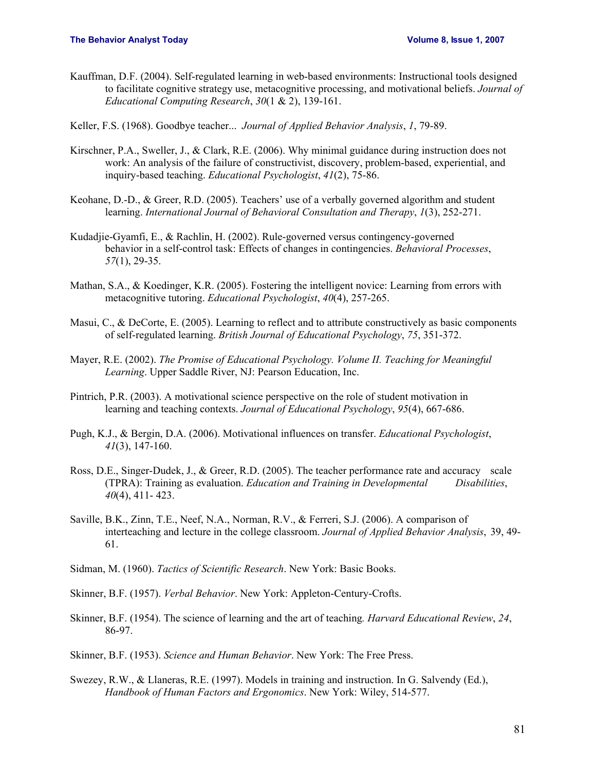Kauffman, D.F. (2004). Self-regulated learning in web-based environments: Instructional tools designed to facilitate cognitive strategy use, metacognitive processing, and motivational beliefs. *Journal of Educational Computing Research*, *30*(1 & 2), 139-161.

Keller, F.S. (1968). Goodbye teacher... *Journal of Applied Behavior Analysis*, *1*, 79-89.

Kirschner, P.A., Sweller, J., & Clark, R.E. (2006). Why minimal guidance during instruction does not work: An analysis of the failure of constructivist, discovery, problem-based, experiential, and inquiry-based teaching. *Educational Psychologist*, *41*(2), 75-86.

Keohane, D.-D., & Greer, R.D. (2005). Teachers' use of a verbally governed algorithm and student learning. *International Journal of Behavioral Consultation and Therapy*, *1*(3), 252-271.

Kudadjie-Gyamfi, E., & Rachlin, H. (2002). Rule-governed versus contingency-governed behavior in a self-control task: Effects of changes in contingencies. *Behavioral Processes*, *57*(1), 29-35.

Mathan, S.A., & Koedinger, K.R. (2005). Fostering the intelligent novice: Learning from errors with metacognitive tutoring. *Educational Psychologist*, *40*(4), 257-265.

Masui, C., & DeCorte, E. (2005). Learning to reflect and to attribute constructively as basic components of self-regulated learning. *British Journal of Educational Psychology*, *75*, 351-372.

Mayer, R.E. (2002). *The Promise of Educational Psychology. Volume II. Teaching for Meaningful Learning*. Upper Saddle River, NJ: Pearson Education, Inc.

Pintrich, P.R. (2003). A motivational science perspective on the role of student motivation in learning and teaching contexts. *Journal of Educational Psychology*, *95*(4), 667-686.

Pugh, K.J., & Bergin, D.A. (2006). Motivational influences on transfer. *Educational Psychologist*, *41*(3), 147-160.

Ross, D.E., Singer-Dudek, J., & Greer, R.D. (2005). The teacher performance rate and accuracy scale (TPRA): Training as evaluation. *Education and Training in Developmental Disabilities*, *40*(4), 411- 423.

Saville, B.K., Zinn, T.E., Neef, N.A., Norman, R.V., & Ferreri, S.J. (2006). A comparison of interteaching and lecture in the college classroom. *Journal of Applied Behavior Analysis*, 39, 49-61.

Sidman, M. (1960). *Tactics of Scientific Research*. New York: Basic Books.

Skinner, B.F. (1957). *Verbal Behavior*. New York: Appleton-Century-Crofts.

Skinner, B.F. (1954). The science of learning and the art of teaching. *Harvard Educational Review*, *24*, 86-97.

Skinner, B.F. (1953). *Science and Human Behavior*. New York: The Free Press.

Swezey, R.W., & Llaneras, R.E. (1997). Models in training and instruction. In G. Salvendy (Ed.), *Handbook of Human Factors and Ergonomics*. New York: Wiley, 514-577.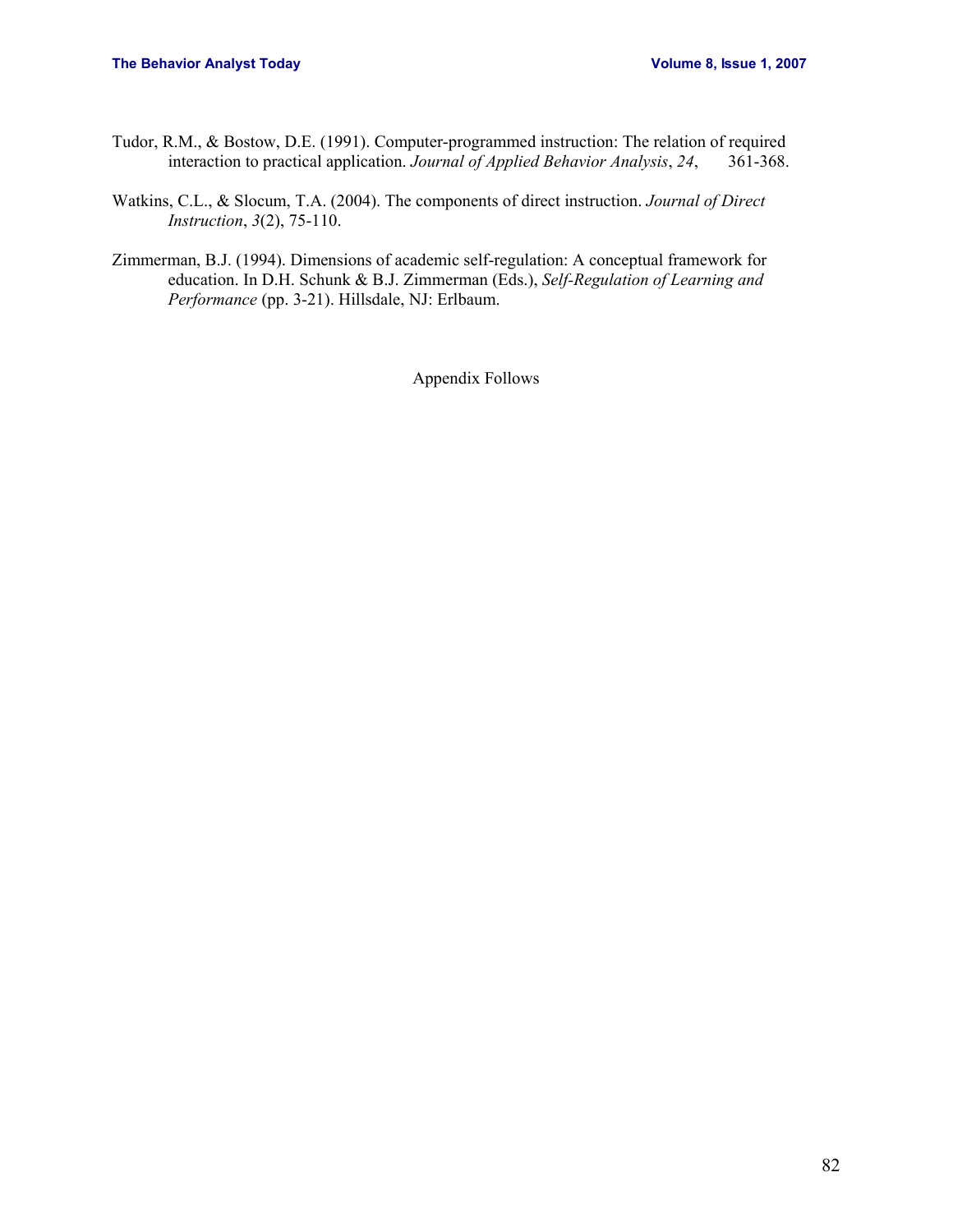Tudor, R.M., & Bostow, D.E. (1991). Computer-programmed instruction: The relation of required interaction to practical application. *Journal of Applied Behavior Analysis*, *24*, 361-368.

Watkins, C.L., & Slocum, T.A. (2004). The components of direct instruction. *Journal of Direct Instruction*, *3*(2), 75-110.

Zimmerman, B.J. (1994). Dimensions of academic self-regulation: A conceptual framework for education. In D.H. Schunk & B.J. Zimmerman (Eds.), *Self-Regulation of Learning and Performance* (pp. 3-21). Hillsdale, NJ: Erlbaum.

Appendix Follows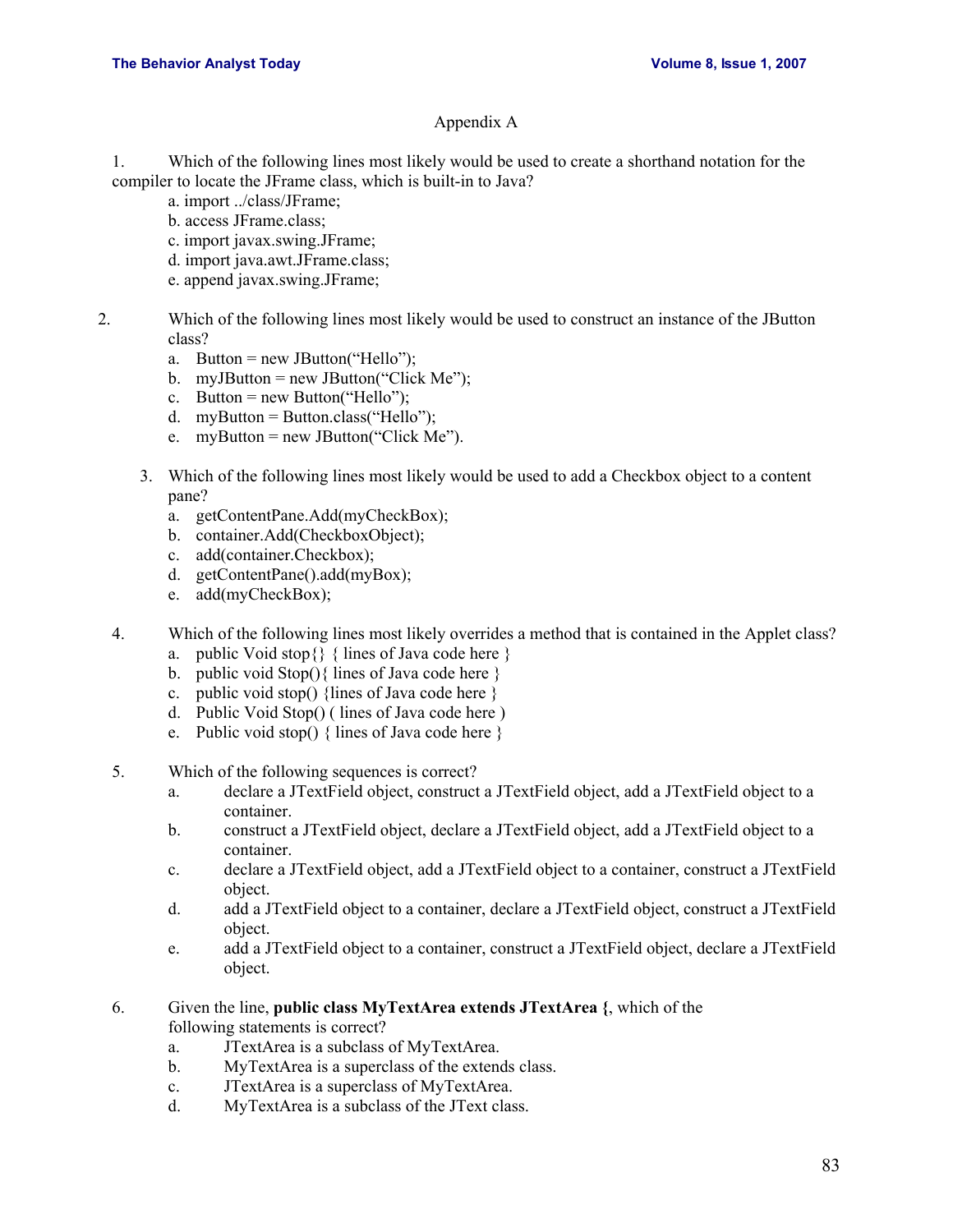# Appendix A

1. Which of the following lines most likely would be used to create a shorthand notation for the compiler to locate the JFrame class, which is built-in to Java?
   a. import ../class/JFrame;
   b. access JFrame.class;
   c. import javax.swing.JFrame;
   d. import java.awt.JFrame.class;
   e. append javax.swing.JFrame;

2. Which of the following lines most likely would be used to construct an instance of the JButton class?
   a. Button = new JButton("Hello");
   b. myJButton = new JButton("Click Me");
   c. Button = new Button("Hello");
   d. myButton = Button.class("Hello");
   e. myButton = new JButton("Click Me").

3. Which of the following lines most likely would be used to add a Checkbox object to a content pane?
   a. getContentPane.Add(myCheckBox);
   b. container.Add(CheckboxObject);
   c. add(container.Checkbox);
   d. getContentPane().add(myBox);
   e. add(myCheckBox);

4. Which of the following lines most likely overrides a method that is contained in the Applet class?
   a. public Void stop{} { lines of Java code here }
   b. public void Stop(){ lines of Java code here }
   c. public void stop() {lines of Java code here }
   d. Public Void Stop() ( lines of Java code here )
   e. Public void stop() { lines of Java code here }

5. Which of the following sequences is correct?
   a. declare a JTextField object, construct a JTextField object, add a JTextField object to a container.
   b. construct a JTextField object, declare a JTextField object, add a JTextField object to a container.
   c. declare a JTextField object, add a JTextField object to a container, construct a JTextField object.
   d. add a JTextField object to a container, declare a JTextField object, construct a JTextField object.
   e. add a JTextField object to a container, construct a JTextField object, declare a JTextField object.

6. Given the line, **public class MyTextArea extends JTextArea {**, which of the following statements is correct?
   a. JTextArea is a subclass of MyTextArea.
   b. MyTextArea is a superclass of the extends class.
   c. JTextArea is a superclass of MyTextArea.
   d. MyTextArea is a subclass of the JText class.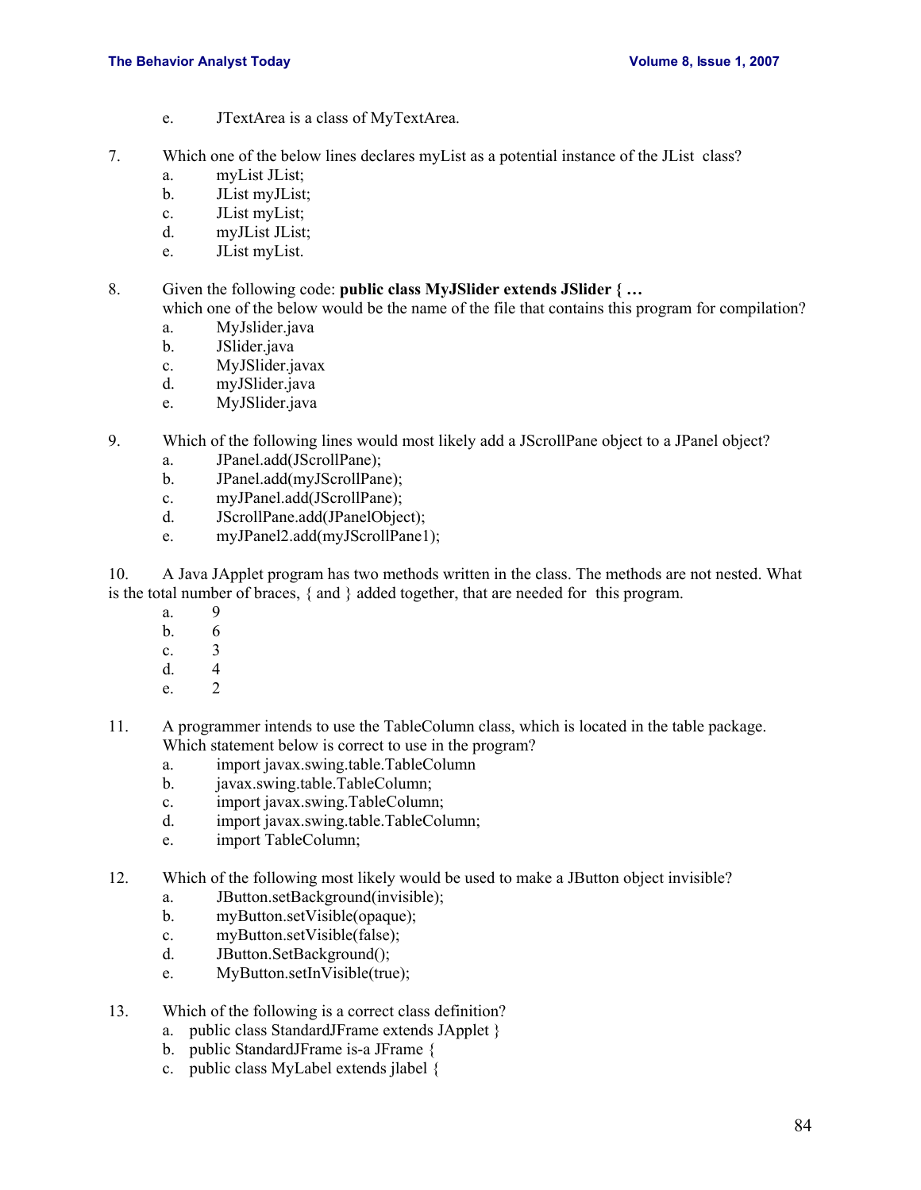e. JTextArea is a class of MyTextArea.

7. Which one of the below lines declares myList as a potential instance of the JList class?
   a. myList JList;
   b. JList myJList;
   c. JList myList;
   d. myJList JList;
   e. JList myList.

8. Given the following code: **public class MyJSlider extends JSlider { …**
   which one of the below would be the name of the file that contains this program for compilation?
   a. MyJslider.java
   b. JSlider.java
   c. MyJSlider.javax
   d. myJSlider.java
   e. MyJSlider.java

9. Which of the following lines would most likely add a JScrollPane object to a JPanel object?
   a. JPanel.add(JScrollPane);
   b. JPanel.add(myJScrollPane);
   c. myJPanel.add(JScrollPane);
   d. JScrollPane.add(JPanelObject);
   e. myJPanel2.add(myJScrollPane1);

10. A Java JApplet program has two methods written in the class. The methods are not nested. What is the total number of braces, { and } added together, that are needed for this program.
   a. 9
   b. 6
   c. 3
   d. 4
   e. 2

11. A programmer intends to use the TableColumn class, which is located in the table package. Which statement below is correct to use in the program?
   a. import javax.swing.table.TableColumn
   b. javax.swing.table.TableColumn;
   c. import javax.swing.TableColumn;
   d. import javax.swing.table.TableColumn;
   e. import TableColumn;

12. Which of the following most likely would be used to make a JButton object invisible?
   a. JButton.setBackground(invisible);
   b. myButton.setVisible(opaque);
   c. myButton.setVisible(false);
   d. JButton.SetBackground();
   e. MyButton.setInVisible(true);

13. Which of the following is a correct class definition?
   a. public class StandardJFrame extends JApplet }
   b. public StandardJFrame is-a JFrame {
   c. public class MyLabel extends jlabel {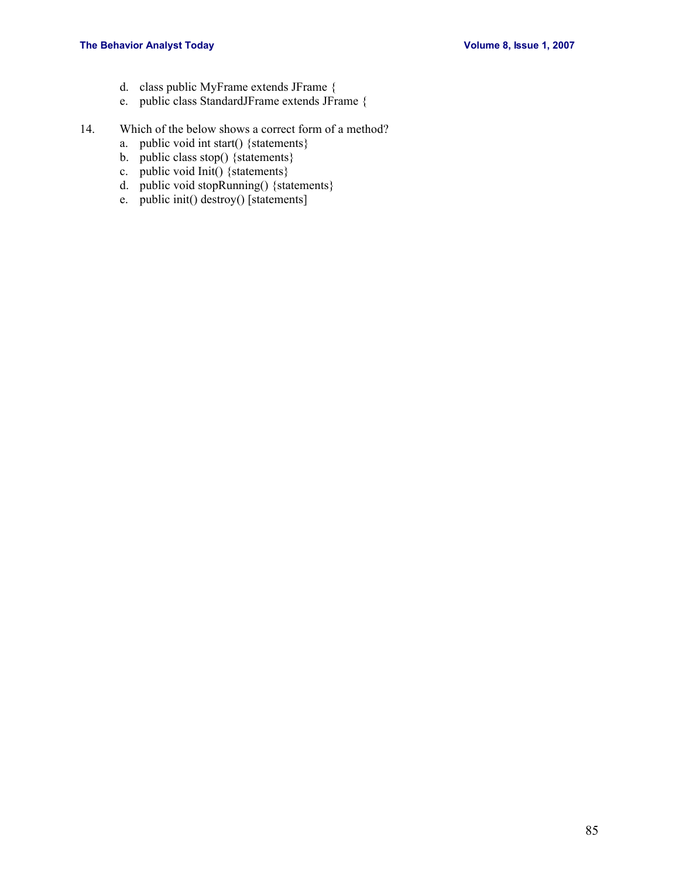d. class public MyFrame extends JFrame {
   e. public class StandardJFrame extends JFrame {

14. Which of the below shows a correct form of a method?
   a. public void int start() {statements}
   b. public class stop() {statements}
   c. public void Init() {statements}
   d. public void stopRunning() {statements}
   e. public init() destroy() [statements]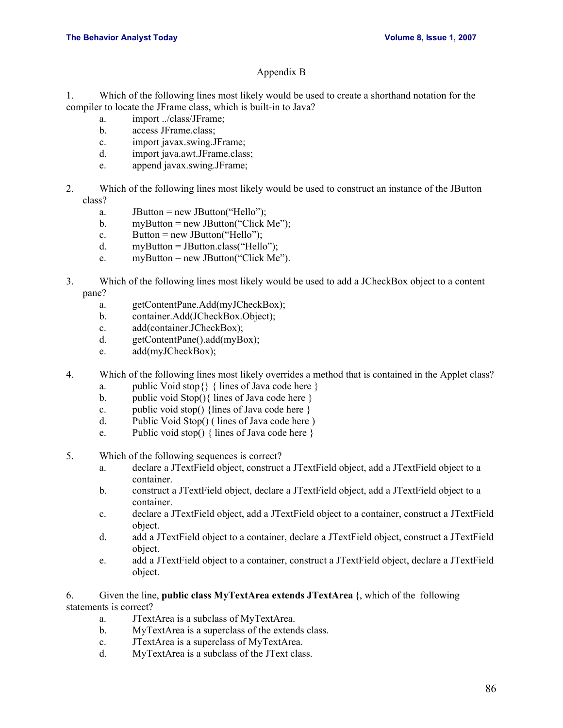## Appendix B

1. Which of the following lines most likely would be used to create a shorthand notation for the compiler to locate the JFrame class, which is built-in to Java?
    a. import ../class/JFrame;
    b. access JFrame.class;
    c. import javax.swing.JFrame;
    d. import java.awt.JFrame.class;
    e. append javax.swing.JFrame;

2. Which of the following lines most likely would be used to construct an instance of the JButton class?
    a. JButton = new JButton("Hello");
    b. myButton = new JButton("Click Me");
    c. Button = new JButton("Hello");
    d. myButton = JButton.class("Hello");
    e. myButton = new JButton("Click Me").

3. Which of the following lines most likely would be used to add a JCheckBox object to a content pane?
    a. getContentPane.Add(myJCheckBox);
    b. container.Add(JCheckBox.Object);
    c. add(container.JCheckBox);
    d. getContentPane().add(myBox);
    e. add(myJCheckBox);

4. Which of the following lines most likely overrides a method that is contained in the Applet class?
    a. public Void stop{} { lines of Java code here }
    b. public void Stop(){ lines of Java code here }
    c. public void stop() {lines of Java code here }
    d. Public Void Stop() ( lines of Java code here )
    e. Public void stop() { lines of Java code here }

5. Which of the following sequences is correct?
    a. declare a JTextField object, construct a JTextField object, add a JTextField object to a container.
    b. construct a JTextField object, declare a JTextField object, add a JTextField object to a container.
    c. declare a JTextField object, add a JTextField object to a container, construct a JTextField object.
    d. add a JTextField object to a container, declare a JTextField object, construct a JTextField object.
    e. add a JTextField object to a container, construct a JTextField object, declare a JTextField object.

6. Given the line, **public class MyTextArea extends JTextArea {**, which of the following statements is correct?
    a. JTextArea is a subclass of MyTextArea.
    b. MyTextArea is a superclass of the extends class.
    c. JTextArea is a superclass of MyTextArea.
    d. MyTextArea is a subclass of the JText class.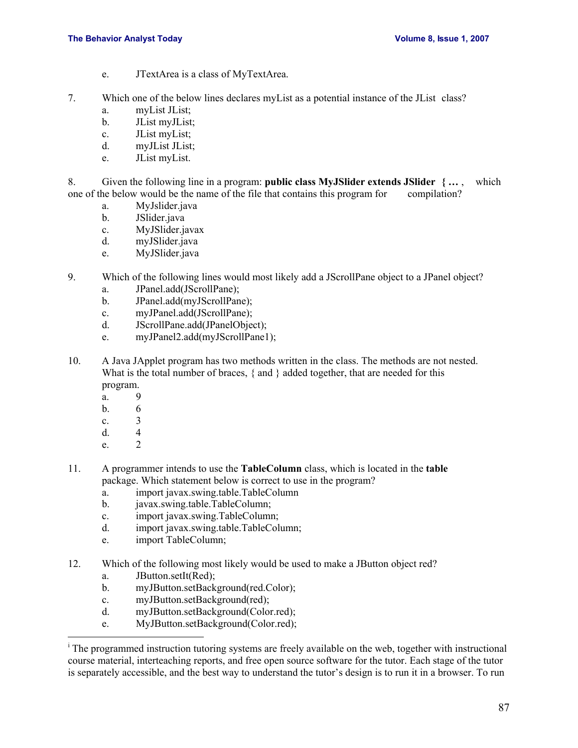e. JTextArea is a class of MyTextArea.

7. Which one of the below lines declares myList as a potential instance of the JList class?
   a. myList JList;
   b. JList myJList;
   c. JList myList;
   d. myJList JList;
   e. JList myList.

8. Given the following line in a program: **public class MyJSlider extends JSlider { … ,** which one of the below would be the name of the file that contains this program for compilation?
   a. MyJslider.java
   b. JSlider.java
   c. MyJSlider.javax
   d. myJSlider.java
   e. MyJSlider.java

9. Which of the following lines would most likely add a JScrollPane object to a JPanel object?
   a. JPanel.add(JScrollPane);
   b. JPanel.add(myJScrollPane);
   c. myJPanel.add(JScrollPane);
   d. JScrollPane.add(JPanelObject);
   e. myJPanel2.add(myJScrollPane1);

10. A Java JApplet program has two methods written in the class. The methods are not nested. What is the total number of braces, { and } added together, that are needed for this program.
    a. 9
    b. 6
    c. 3
    d. 4
    e. 2

11. A programmer intends to use the **TableColumn** class, which is located in the **table** package. Which statement below is correct to use in the program?
    a. import javax.swing.table.TableColumn
    b. javax.swing.table.TableColumn;
    c. import javax.swing.TableColumn;
    d. import javax.swing.table.TableColumn;
    e. import TableColumn;

12. Which of the following most likely would be used to make a JButton object red?
    a. JButton.setIt(Red);
    b. myJButton.setBackground(red.Color);
    c. myJButton.setBackground(red);
    d. myJButton.setBackground(Color.red);
    e. MyJButton.setBackground(Color.red);

---

[i] The programmed instruction tutoring systems are freely available on the web, together with instructional course material, interteaching reports, and free open source software for the tutor. Each stage of the tutor is separately accessible, and the best way to understand the tutor's design is to run it in a browser. To run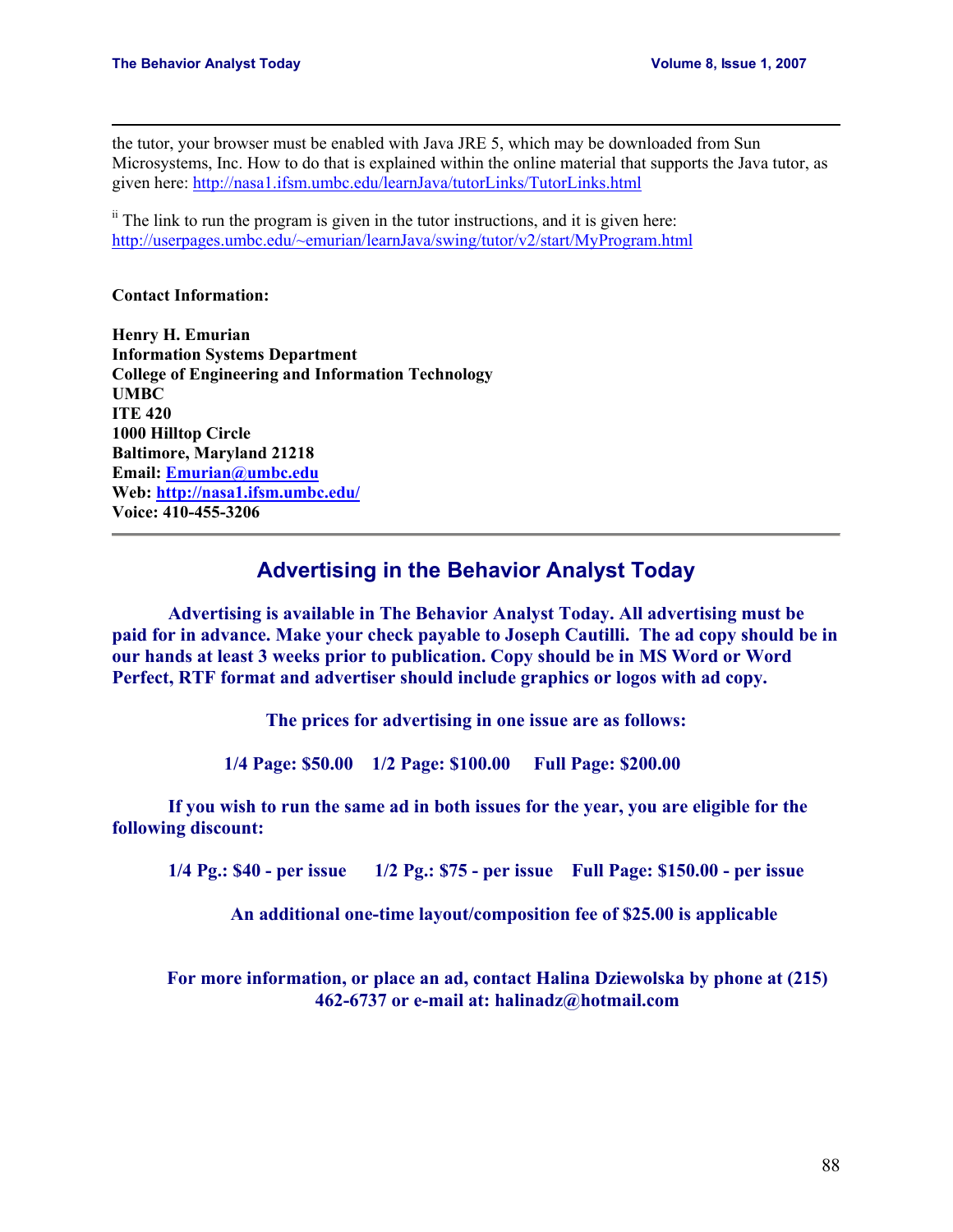the tutor, your browser must be enabled with Java JRE 5, which may be downloaded from Sun Microsystems, Inc. How to do that is explained within the online material that supports the Java tutor, as given here: http://nasa1.ifsm.umbc.edu/learnJava/tutorLinks/TutorLinks.html

[ii] The link to run the program is given in the tutor instructions, and it is given here: http://userpages.umbc.edu/~emurian/learnJava/swing/tutor/v2/start/MyProgram.html

**Contact Information:**

**Henry H. Emurian**
**Information Systems Department**
**College of Engineering and Information Technology**
**UMBC**
**ITE 420**
**1000 Hilltop Circle**
**Baltimore, Maryland 21218**
**Email: Emurian@umbc.edu**
**Web: http://nasa1.ifsm.umbc.edu/**
**Voice: 410-455-3206**

---

## Advertising in the Behavior Analyst Today

**Advertising is available in The Behavior Analyst Today. All advertising must be paid for in advance. Make your check payable to Joseph Cautilli. The ad copy should be in our hands at least 3 weeks prior to publication. Copy should be in MS Word or Word Perfect, RTF format and advertiser should include graphics or logos with ad copy.**

**The prices for advertising in one issue are as follows:**

**1/4 Page: $50.00 1/2 Page: $100.00 Full Page: $200.00**

**If you wish to run the same ad in both issues for the year, you are eligible for the following discount:**

**1/4 Pg.: $40 - per issue 1/2 Pg.: $75 - per issue Full Page: $150.00 - per issue**

**An additional one-time layout/composition fee of $25.00 is applicable**

**For more information, or place an ad, contact Halina Dziewolska by phone at (215) 462-6737 or e-mail at: halinadz@hotmail.com**